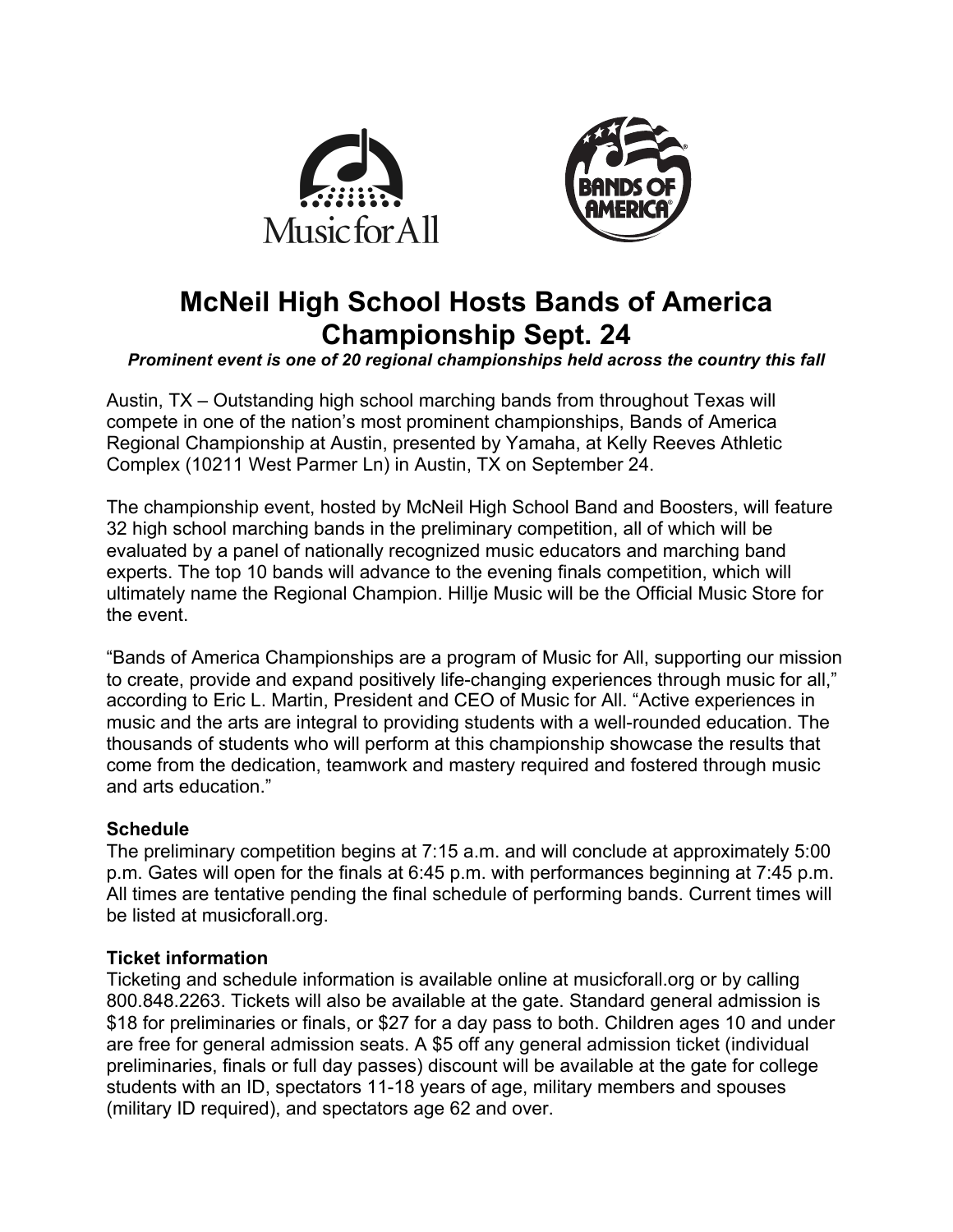# McNeil High School Hosts Bands of America Championship Sept. 24

***Prominent event is one of 20 regional championships held across the country this fall***

Austin, TX – Outstanding high school marching bands from throughout Texas will compete in one of the nation's most prominent championships, Bands of America Regional Championship at Austin, presented by Yamaha, at Kelly Reeves Athletic Complex (10211 West Parmer Ln) in Austin, TX on September 24.

The championship event, hosted by McNeil High School Band and Boosters, will feature 32 high school marching bands in the preliminary competition, all of which will be evaluated by a panel of nationally recognized music educators and marching band experts. The top 10 bands will advance to the evening finals competition, which will ultimately name the Regional Champion. Hillje Music will be the Official Music Store for the event.

"Bands of America Championships are a program of Music for All, supporting our mission to create, provide and expand positively life-changing experiences through music for all," according to Eric L. Martin, President and CEO of Music for All. "Active experiences in music and the arts are integral to providing students with a well-rounded education. The thousands of students who will perform at this championship showcase the results that come from the dedication, teamwork and mastery required and fostered through music and arts education."

**Schedule**

The preliminary competition begins at 7:15 a.m. and will conclude at approximately 5:00 p.m. Gates will open for the finals at 6:45 p.m. with performances beginning at 7:45 p.m. All times are tentative pending the final schedule of performing bands. Current times will be listed at musicforall.org.

**Ticket information**

Ticketing and schedule information is available online at musicforall.org or by calling 800.848.2263. Tickets will also be available at the gate. Standard general admission is $18 for preliminaries or finals, or $27 for a day pass to both. Children ages 10 and under are free for general admission seats. A $5 off any general admission ticket (individual preliminaries, finals or full day passes) discount will be available at the gate for college students with an ID, spectators 11-18 years of age, military members and spouses (military ID required), and spectators age 62 and over.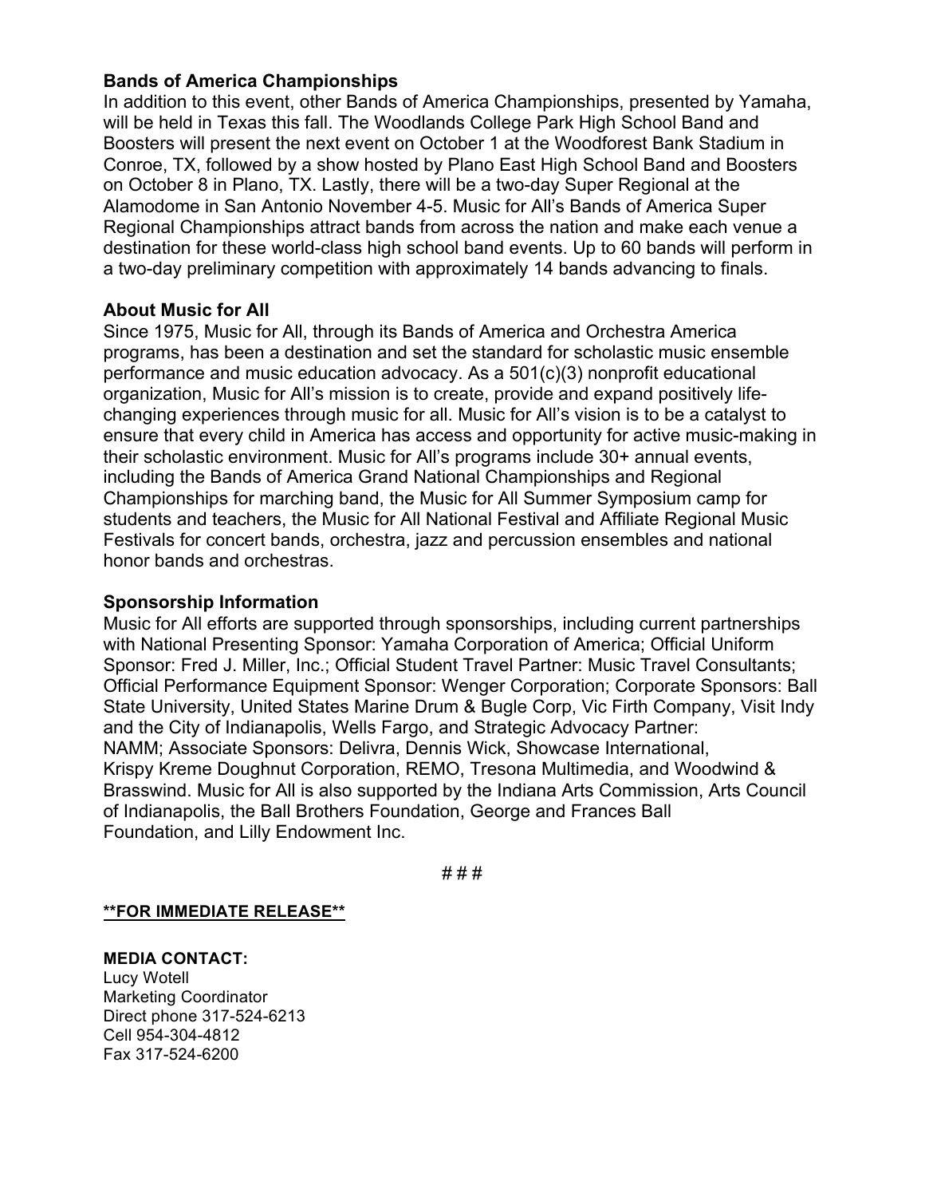**Bands of America Championships**
In addition to this event, other Bands of America Championships, presented by Yamaha, will be held in Texas this fall. The Woodlands College Park High School Band and Boosters will present the next event on October 1 at the Woodforest Bank Stadium in Conroe, TX, followed by a show hosted by Plano East High School Band and Boosters on October 8 in Plano, TX. Lastly, there will be a two-day Super Regional at the Alamodome in San Antonio November 4-5. Music for All's Bands of America Super Regional Championships attract bands from across the nation and make each venue a destination for these world-class high school band events. Up to 60 bands will perform in a two-day preliminary competition with approximately 14 bands advancing to finals.

**About Music for All**
Since 1975, Music for All, through its Bands of America and Orchestra America programs, has been a destination and set the standard for scholastic music ensemble performance and music education advocacy. As a 501(c)(3) nonprofit educational organization, Music for All's mission is to create, provide and expand positively life-changing experiences through music for all. Music for All's vision is to be a catalyst to ensure that every child in America has access and opportunity for active music-making in their scholastic environment. Music for All's programs include 30+ annual events, including the Bands of America Grand National Championships and Regional Championships for marching band, the Music for All Summer Symposium camp for students and teachers, the Music for All National Festival and Affiliate Regional Music Festivals for concert bands, orchestra, jazz and percussion ensembles and national honor bands and orchestras.

**Sponsorship Information**
Music for All efforts are supported through sponsorships, including current partnerships with National Presenting Sponsor: Yamaha Corporation of America; Official Uniform Sponsor: Fred J. Miller, Inc.; Official Student Travel Partner: Music Travel Consultants; Official Performance Equipment Sponsor: Wenger Corporation; Corporate Sponsors: Ball State University, United States Marine Drum & Bugle Corp, Vic Firth Company, Visit Indy and the City of Indianapolis, Wells Fargo, and Strategic Advocacy Partner: NAMM; Associate Sponsors: Delivra, Dennis Wick, Showcase International, Krispy Kreme Doughnut Corporation, REMO, Tresona Multimedia, and Woodwind & Brasswind. Music for All is also supported by the Indiana Arts Commission, Arts Council of Indianapolis, the Ball Brothers Foundation, George and Frances Ball Foundation, and Lilly Endowment Inc.

# # #

**<u>**FOR IMMEDIATE RELEASE**</u>**

**MEDIA CONTACT:**
Lucy Wotell
Marketing Coordinator
Direct phone 317-524-6213
Cell 954-304-4812
Fax 317-524-6200